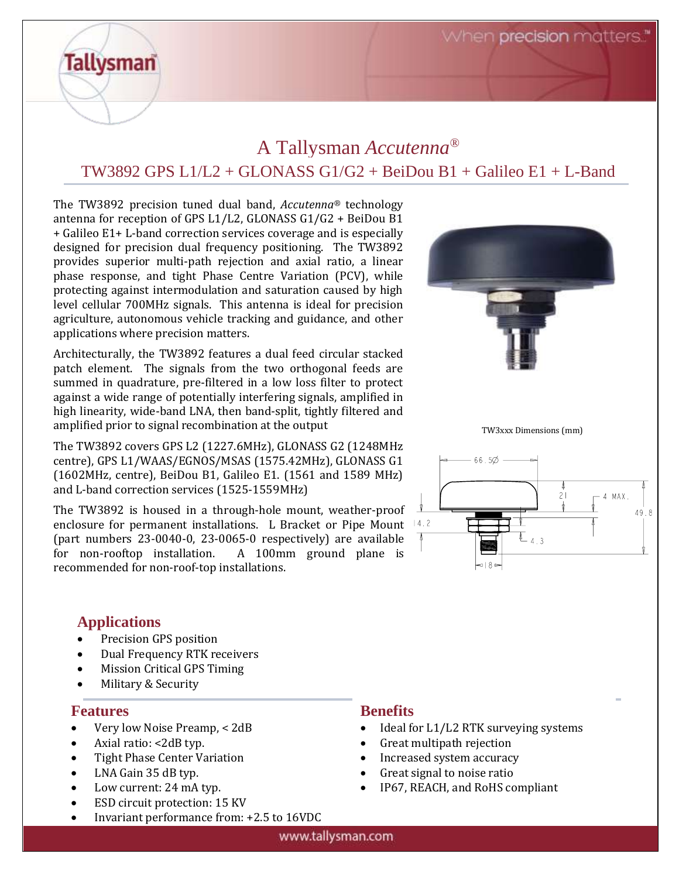# A Tallysman *Accutenna*®

## TW3892 GPS L1/L2 + GLONASS G1/G2 + BeiDou B1 + Galileo E1 + L-Band

The TW3892 precision tuned dual band, *Accutenna*® technology antenna for reception of GPS L1/L2, GLONASS G1/G2 + BeiDou B1 + Galileo E1+ L-band correction services coverage and is especially designed for precision dual frequency positioning. The TW3892 provides superior multi-path rejection and axial ratio, a linear phase response, and tight Phase Centre Variation (PCV), while protecting against intermodulation and saturation caused by high level cellular 700MHz signals. This antenna is ideal for precision agriculture, autonomous vehicle tracking and guidance, and other applications where precision matters.

Architecturally, the TW3892 features a dual feed circular stacked patch element. The signals from the two orthogonal feeds are summed in quadrature, pre-filtered in a low loss filter to protect against a wide range of potentially interfering signals, amplified in high linearity, wide-band LNA, then band-split, tightly filtered and amplified prior to signal recombination at the output

The TW3892 covers GPS L2 (1227.6MHz), GLONASS G2 (1248MHz centre), GPS L1/WAAS/EGNOS/MSAS (1575.42MHz), GLONASS G1 (1602MHz, centre), BeiDou B1, Galileo E1. (1561 and 1589 MHz) and L-band correction services (1525-1559MHz)

The TW3892 is housed in a through-hole mount, weather-proof enclosure for permanent installations. L Bracket or Pipe Mount (part numbers 23-0040-0, 23-0065-0 respectively) are available for non-rooftop installation. A 100mm ground plane is recommended for non-roof-top installations.

TW3xxx Dimensions (mm)

## Applications

- Precision GPS position
- Dual Frequency RTK receivers
- Mission Critical GPS Timing
- Military & Security

## Features

- Very low Noise Preamp, < 2dB
- Axial ratio: <2dB typ.
- Tight Phase Center Variation
- LNA Gain 35 dB typ.
- Low current: 24 mA typ.
- ESD circuit protection: 15 KV
- Invariant performance from: +2.5 to 16VDC

## Benefits

- Ideal for L1/L2 RTK surveying systems
- Great multipath rejection
- Increased system accuracy
- Great signal to noise ratio
- IP67, REACH, and RoHS compliant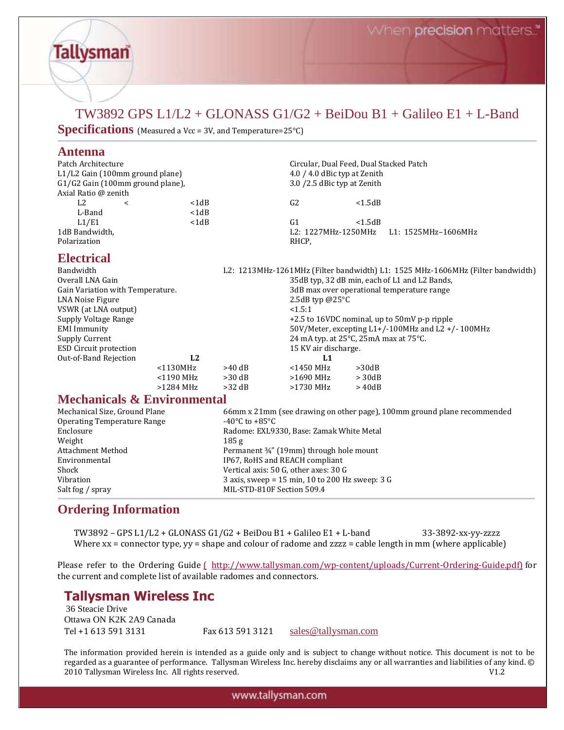# TW3892 GPS L1/L2 + GLONASS G1/G2 + BeiDou B1 + Galileo E1 + L-Band

## Specifications (Measured a Vcc = 3V, and Temperature=25°C)

## Antenna

| | | | | |
|---|---|---|---|---|
| Patch Architecture | | Circular, Dual Feed, Dual Stacked Patch | | |
| L1/L2 Gain (100mm ground plane) | | 4.0 / 4.0 dBic typ at Zenith | | |
| G1/G2 Gain (100mm ground plane), | | 3.0 /2.5 dBic typ at Zenith | | |
| Axial Ratio @ zenith | | | | |
| L2 < | <1dB | G2 | <1.5dB | |
| L-Band | <1dB | | | |
| L1/E1 | <1dB | G1 | <1.5dB | |
| 1dB Bandwidth, | | L2: 1227MHz-1250MHz | L1: 1525MHz–1606MHz | |
| Polarization | | RHCP, | | |

## Electrical

| | |
|---|---|
| Bandwidth | L2: 1213MHz-1261MHz (Filter bandwidth) L1: 1525 MHz-1606MHz (Filter bandwidth) |
| Overall LNA Gain | 35dB typ, 32 dB min, each of L1 and L2 Bands, |
| Gain Variation with Temperature. | 3dB max over operational temperature range |
| LNA Noise Figure | 2.5dB typ @25°C |
| VSWR (at LNA output) | <1.5:1 |
| Supply Voltage Range | +2.5 to 16VDC nominal, up to 50mV p-p ripple |
| EMI Immunity | 50V/Meter, excepting L1+/-100MHz and L2 +/- 100MHz |
| Supply Current | 24 mA typ. at 25°C, 25mA max at 75°C. |
| ESD Circuit protection | 15 KV air discharge. |

| Out-of-Band Rejection | L2 | | L1 | |
|---|---|---|---|---|
| | <1130MHz | >40 dB | <1450 MHz | >30dB |
| | <1190 MHz | >30 dB | >1690 MHz | > 30dB |
| | >1284 MHz | >32 dB | >1730 MHz | > 40dB |

## Mechanicals & Environmental

| | |
|---|---|
| Mechanical Size, Ground Plane | 66mm x 21mm (see drawing on other page), 100mm ground plane recommended |
| Operating Temperature Range | -40°C to +85°C |
| Enclosure | Radome: EXL9330, Base: Zamak White Metal |
| Weight | 185 g |
| Attachment Method | Permanent ¾" (19mm) through hole mount |
| Environmental | IP67, RoHS and REACH compliant |
| Shock | Vertical axis: 50 G, other axes: 30 G |
| Vibration | 3 axis, sweep = 15 min, 10 to 200 Hz sweep: 3 G |
| Salt fog / spray | MIL-STD-810F Section 509.4 |

## Ordering Information

TW3892 – GPS L1/L2 + GLONASS G1/G2 + BeiDou B1 + Galileo E1 + L-band 33-3892-xx-yy-zzzz

Where xx = connector type, yy = shape and colour of radome and zzzz = cable length in mm (where applicable)

Please refer to the Ordering Guide ( http://www.tallysman.com/wp-content/uploads/Current-Ordering-Guide.pdf) for the current and complete list of available radomes and connectors.

## Tallysman Wireless Inc

36 Steacie Drive
Ottawa ON K2K 2A9 Canada
Tel +1 613 591 3131 Fax 613 591 3121 sales@tallysman.com

The information provided herein is intended as a guide only and is subject to change without notice. This document is not to be regarded as a guarantee of performance. Tallysman Wireless Inc. hereby disclaims any or all warranties and liabilities of any kind. © 2010 Tallysman Wireless Inc. All rights reserved. V1.2